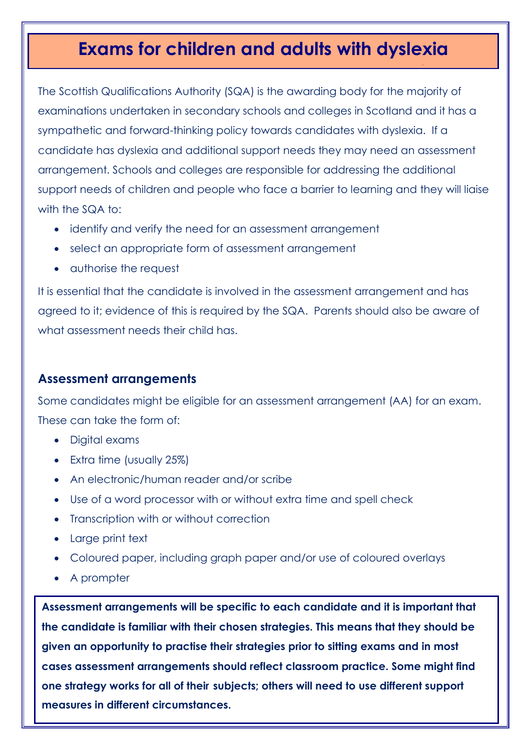# Exams for children and adults with dyslexia

The Scottish Qualifications Authority (SQA) is the awarding body for the majority of examinations undertaken in secondary schools and colleges in Scotland and it has a sympathetic and forward-thinking policy towards candidates with dyslexia. If a candidate has dyslexia and additional support needs they may need an assessment arrangement. Schools and colleges are responsible for addressing the additional support needs of children and people who face a barrier to learning and they will liaise with the SQA to:

- identify and verify the need for an assessment arrangement
- select an appropriate form of assessment arrangement
- authorise the request

It is essential that the candidate is involved in the assessment arrangement and has agreed to it; evidence of this is required by the SQA. Parents should also be aware of what assessment needs their child has.

### Assessment arrangements

Some candidates might be eligible for an assessment arrangement (AA) for an exam. These can take the form of:

- Digital exams
- Extra time (usually 25%)
- An electronic/human reader and/or scribe
- Use of a word processor with or without extra time and spell check
- Transcription with or without correction
- Large print text
- Coloured paper, including graph paper and/or use of coloured overlays
- A prompter

**Assessment arrangements will be specific to each candidate and it is important that the candidate is familiar with their chosen strategies. This means that they should be given an opportunity to practise their strategies prior to sitting exams and in most cases assessment arrangements should reflect classroom practice. Some might find one strategy works for all of their subjects; others will need to use different support measures in different circumstances.**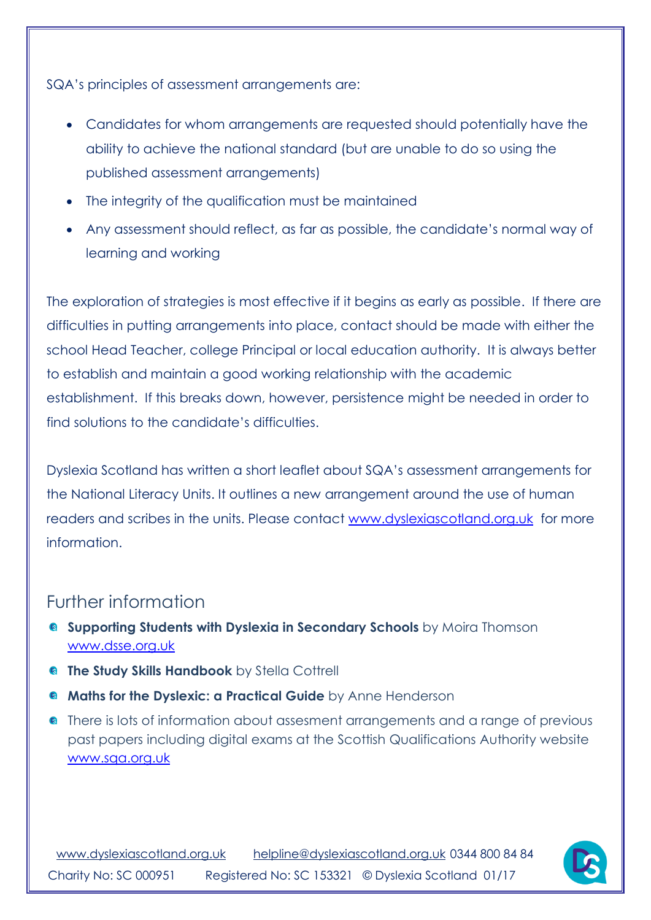SQA's principles of assessment arrangements are:

- Candidates for whom arrangements are requested should potentially have the ability to achieve the national standard (but are unable to do so using the published assessment arrangements)
- The integrity of the qualification must be maintained
- Any assessment should reflect, as far as possible, the candidate's normal way of learning and working

The exploration of strategies is most effective if it begins as early as possible. If there are difficulties in putting arrangements into place, contact should be made with either the school Head Teacher, college Principal or local education authority. It is always better to establish and maintain a good working relationship with the academic establishment. If this breaks down, however, persistence might be needed in order to find solutions to the candidate's difficulties.

Dyslexia Scotland has written a short leaflet about SQA's assessment arrangements for the National Literacy Units. It outlines a new arrangement around the use of human readers and scribes in the units. Please contact www.dyslexiascotland.org.uk for more information.

## Further information

- **Supporting Students with Dyslexia in Secondary Schools** by Moira Thomson www.dsse.org.uk
- **The Study Skills Handbook** by Stella Cottrell
- **Maths for the Dyslexic: a Practical Guide** by Anne Henderson
- There is lots of information about assesment arrangements and a range of previous past papers including digital exams at the Scottish Qualifications Authority website www.sqa.org.uk

www.dyslexiascotland.org.uk helpline@dyslexiascotland.org.uk 0344 800 84 84
Charity No: SC 000951 Registered No: SC 153321 © Dyslexia Scotland 01/17